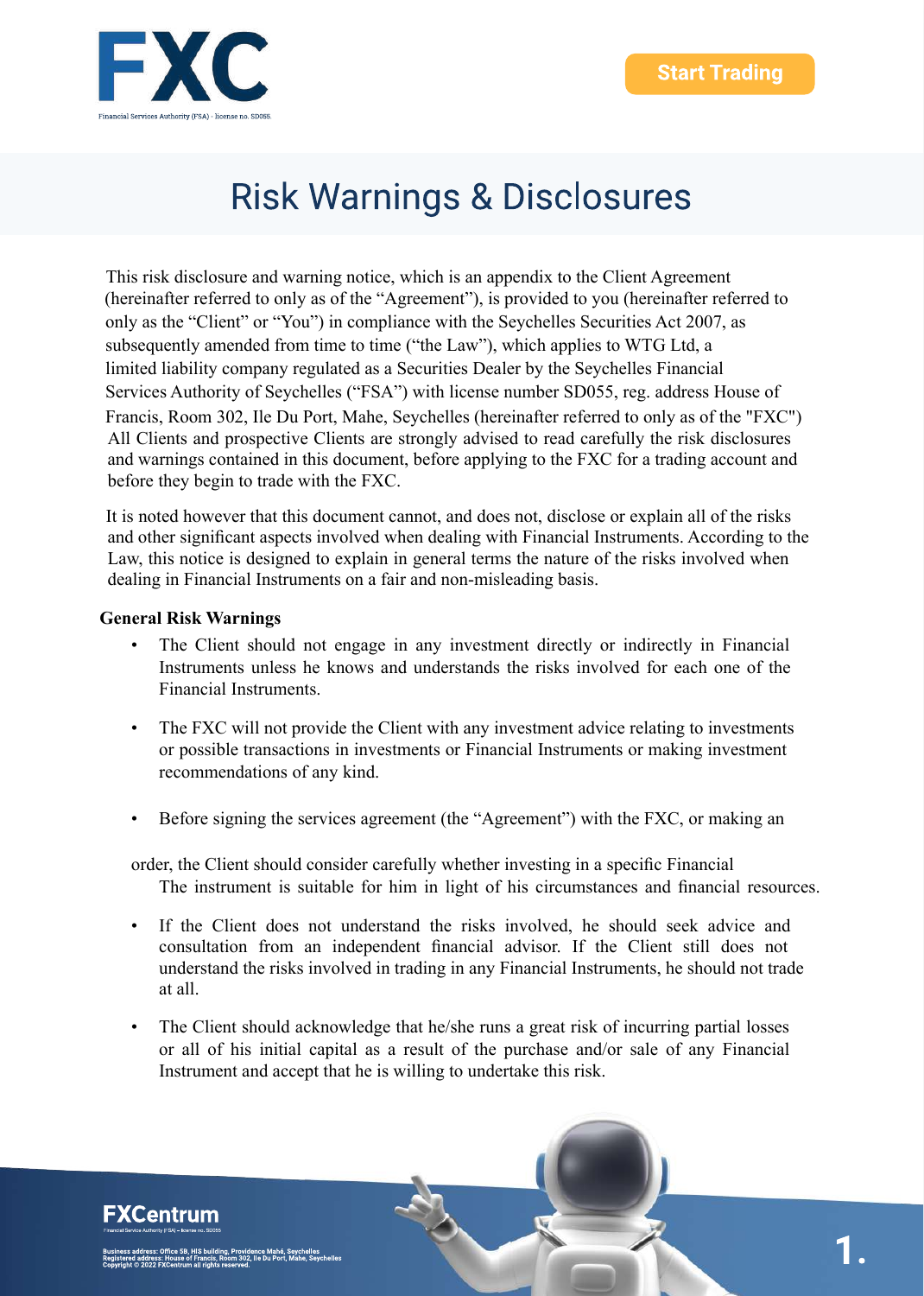# Risk Warnings & Disclosures

This risk disclosure and warning notice, which is an appendix to the Client Agreement (hereinafter referred to only as of the "Agreement"), is provided to you (hereinafter referred to only as the "Client" or "You") in compliance with the Seychelles Securities Act 2007, as subsequently amended from time to time ("the Law"), which applies to WTG Ltd, a limited liability company regulated as a Securities Dealer by the Seychelles Financial Services Authority of Seychelles ("FSA") with license number SD055, reg. address House of Francis, Room 302, Ile Du Port, Mahe, Seychelles (hereinafter referred to only as of the "FXC") All Clients and prospective Clients are strongly advised to read carefully the risk disclosures and warnings contained in this document, before applying to the FXC for a trading account and before they begin to trade with the FXC.

It is noted however that this document cannot, and does not, disclose or explain all of the risks and other significant aspects involved when dealing with Financial Instruments. According to the Law, this notice is designed to explain in general terms the nature of the risks involved when dealing in Financial Instruments on a fair and non-misleading basis.

**General Risk Warnings**

- The Client should not engage in any investment directly or indirectly in Financial Instruments unless he knows and understands the risks involved for each one of the Financial Instruments.
- The FXC will not provide the Client with any investment advice relating to investments or possible transactions in investments or Financial Instruments or making investment recommendations of any kind.
- Before signing the services agreement (the "Agreement") with the FXC, or making an order, the Client should consider carefully whether investing in a specific Financial The instrument is suitable for him in light of his circumstances and financial resources.
- If the Client does not understand the risks involved, he should seek advice and consultation from an independent financial advisor. If the Client still does not understand the risks involved in trading in any Financial Instruments, he should not trade at all.
- The Client should acknowledge that he/she runs a great risk of incurring partial losses or all of his initial capital as a result of the purchase and/or sale of any Financial Instrument and accept that he is willing to undertake this risk.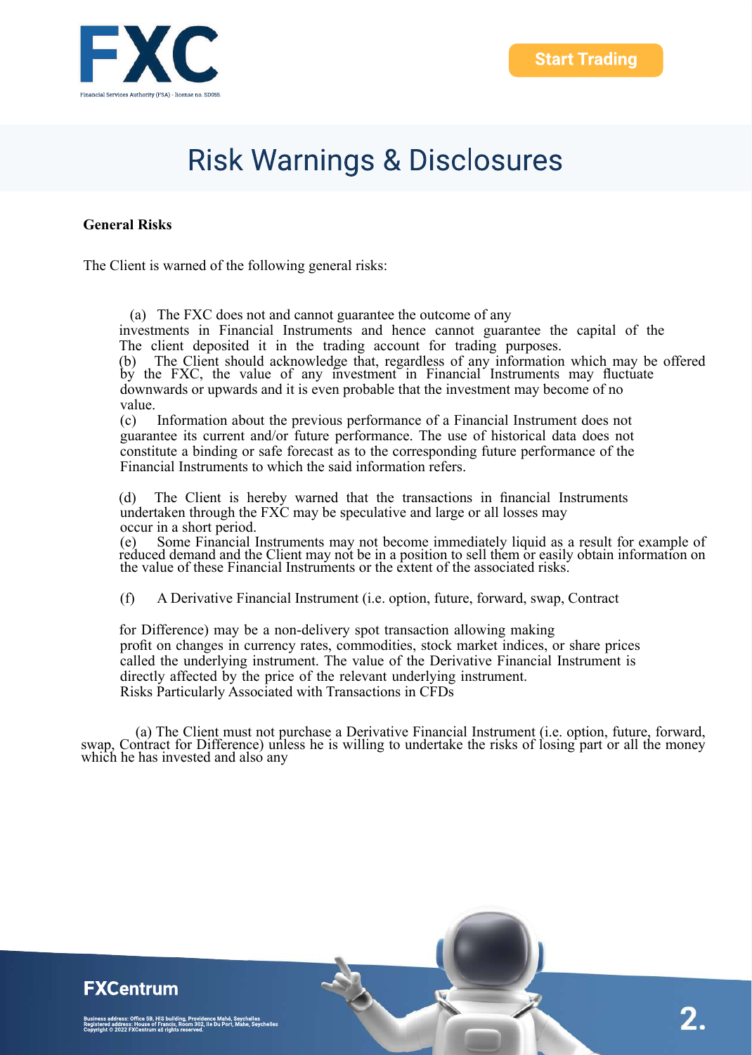# Risk Warnings & Disclosures

**General Risks**

The Client is warned of the following general risks:

(a) The FXC does not and cannot guarantee the outcome of any investments in Financial Instruments and hence cannot guarantee the capital of the The client deposited it in the trading account for trading purposes.

(b) The Client should acknowledge that, regardless of any information which may be offered by the FXC, the value of any investment in Financial Instruments may fluctuate downwards or upwards and it is even probable that the investment may become of no value.

(c) Information about the previous performance of a Financial Instrument does not guarantee its current and/or future performance. The use of historical data does not constitute a binding or safe forecast as to the corresponding future performance of the Financial Instruments to which the said information refers.

(d) The Client is hereby warned that the transactions in financial Instruments undertaken through the FXC may be speculative and large or all losses may occur in a short period.

(e) Some Financial Instruments may not become immediately liquid as a result for example of reduced demand and the Client may not be in a position to sell them or easily obtain information on the value of these Financial Instruments or the extent of the associated risks.

(f) A Derivative Financial Instrument (i.e. option, future, forward, swap, Contract for Difference) may be a non-delivery spot transaction allowing making profit on changes in currency rates, commodities, stock market indices, or share prices called the underlying instrument. The value of the Derivative Financial Instrument is directly affected by the price of the relevant underlying instrument.

Risks Particularly Associated with Transactions in CFDs

(a) The Client must not purchase a Derivative Financial Instrument (i.e. option, future, forward, swap, Contract for Difference) unless he is willing to undertake the risks of losing part or all the money which he has invested and also any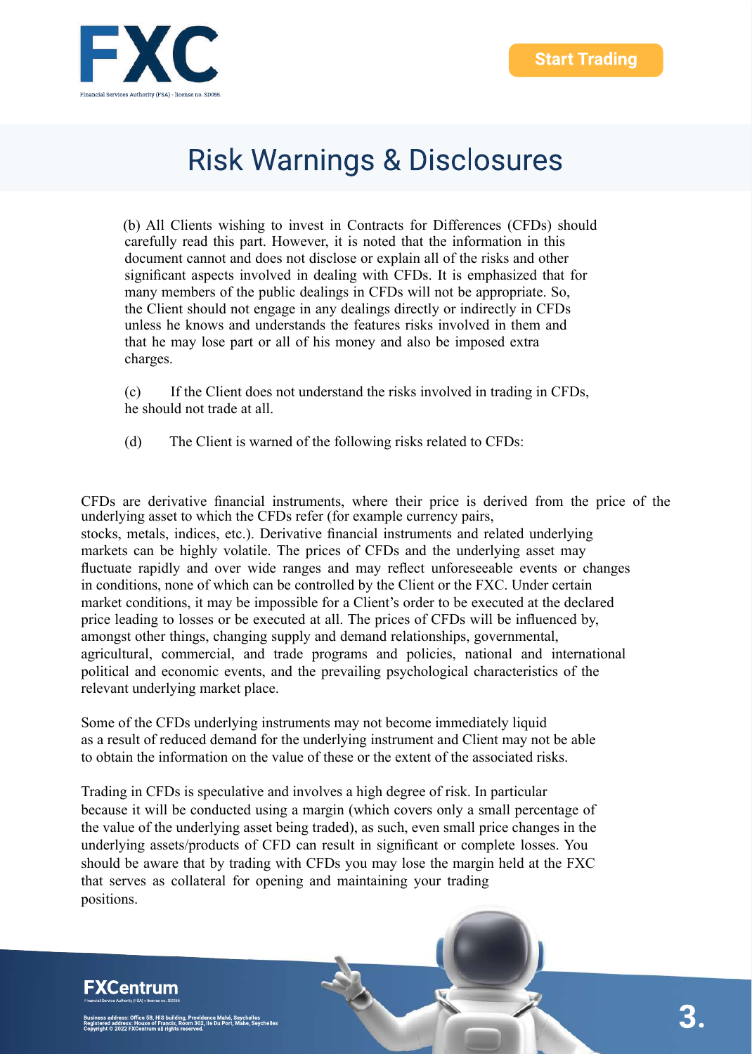# Risk Warnings & Disclosures

(b) All Clients wishing to invest in Contracts for Differences (CFDs) should carefully read this part. However, it is noted that the information in this document cannot and does not disclose or explain all of the risks and other significant aspects involved in dealing with CFDs. It is emphasized that for many members of the public dealings in CFDs will not be appropriate. So, the Client should not engage in any dealings directly or indirectly in CFDs unless he knows and understands the features risks involved in them and that he may lose part or all of his money and also be imposed extra charges.

(c) If the Client does not understand the risks involved in trading in CFDs, he should not trade at all.

(d) The Client is warned of the following risks related to CFDs:

CFDs are derivative financial instruments, where their price is derived from the price of the underlying asset to which the CFDs refer (for example currency pairs, stocks, metals, indices, etc.). Derivative financial instruments and related underlying markets can be highly volatile. The prices of CFDs and the underlying asset may fluctuate rapidly and over wide ranges and may reflect unforeseeable events or changes in conditions, none of which can be controlled by the Client or the FXC. Under certain market conditions, it may be impossible for a Client's order to be executed at the declared price leading to losses or be executed at all. The prices of CFDs will be influenced by, amongst other things, changing supply and demand relationships, governmental, agricultural, commercial, and trade programs and policies, national and international political and economic events, and the prevailing psychological characteristics of the relevant underlying market place.

Some of the CFDs underlying instruments may not become immediately liquid as a result of reduced demand for the underlying instrument and Client may not be able to obtain the information on the value of these or the extent of the associated risks.

Trading in CFDs is speculative and involves a high degree of risk. In particular because it will be conducted using a margin (which covers only a small percentage of the value of the underlying asset being traded), as such, even small price changes in the underlying assets/products of CFD can result in significant or complete losses. You should be aware that by trading with CFDs you may lose the margin held at the FXC that serves as collateral for opening and maintaining your trading positions.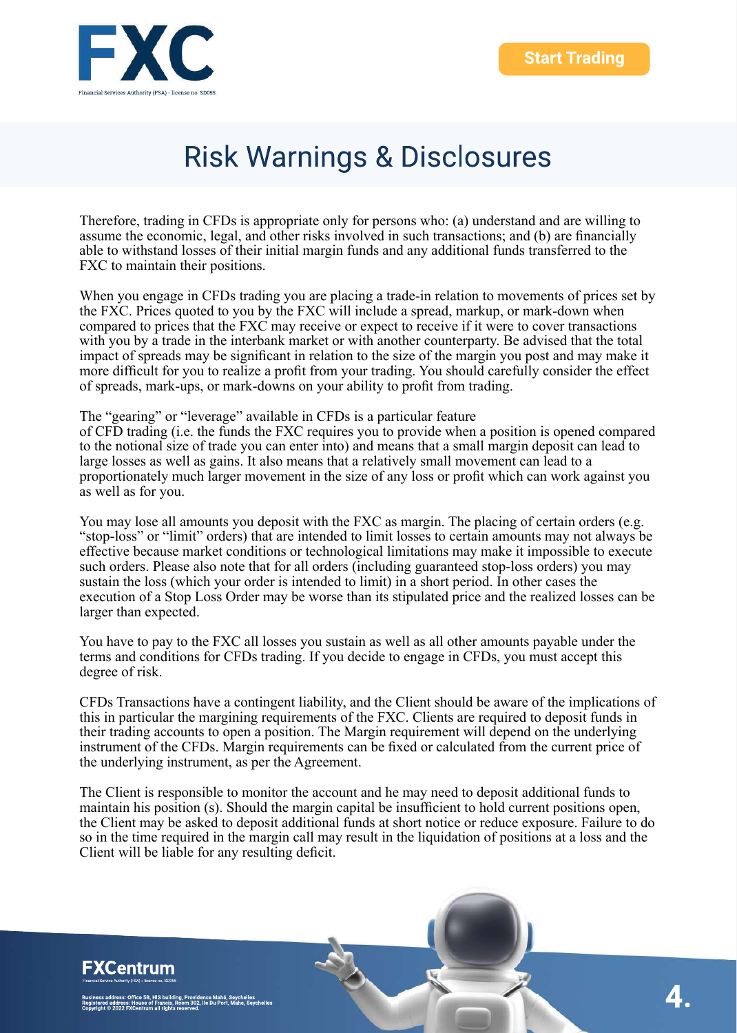# Risk Warnings & Disclosures

Therefore, trading in CFDs is appropriate only for persons who: (a) understand and are willing to assume the economic, legal, and other risks involved in such transactions; and (b) are financially able to withstand losses of their initial margin funds and any additional funds transferred to the FXC to maintain their positions.

When you engage in CFDs trading you are placing a trade-in relation to movements of prices set by the FXC. Prices quoted to you by the FXC will include a spread, markup, or mark-down when compared to prices that the FXC may receive or expect to receive if it were to cover transactions with you by a trade in the interbank market or with another counterparty. Be advised that the total impact of spreads may be significant in relation to the size of the margin you post and may make it more difficult for you to realize a profit from your trading. You should carefully consider the effect of spreads, mark-ups, or mark-downs on your ability to profit from trading.

The "gearing" or "leverage" available in CFDs is a particular feature of CFD trading (i.e. the funds the FXC requires you to provide when a position is opened compared to the notional size of trade you can enter into) and means that a small margin deposit can lead to large losses as well as gains. It also means that a relatively small movement can lead to a proportionately much larger movement in the size of any loss or profit which can work against you as well as for you.

You may lose all amounts you deposit with the FXC as margin. The placing of certain orders (e.g. "stop-loss" or "limit" orders) that are intended to limit losses to certain amounts may not always be effective because market conditions or technological limitations may make it impossible to execute such orders. Please also note that for all orders (including guaranteed stop-loss orders) you may sustain the loss (which your order is intended to limit) in a short period. In other cases the execution of a Stop Loss Order may be worse than its stipulated price and the realized losses can be larger than expected.

You have to pay to the FXC all losses you sustain as well as all other amounts payable under the terms and conditions for CFDs trading. If you decide to engage in CFDs, you must accept this degree of risk.

CFDs Transactions have a contingent liability, and the Client should be aware of the implications of this in particular the margining requirements of the FXC. Clients are required to deposit funds in their trading accounts to open a position. The Margin requirement will depend on the underlying instrument of the CFDs. Margin requirements can be fixed or calculated from the current price of the underlying instrument, as per the Agreement.

The Client is responsible to monitor the account and he may need to deposit additional funds to maintain his position (s). Should the margin capital be insufficient to hold current positions open, the Client may be asked to deposit additional funds at short notice or reduce exposure. Failure to do so in the time required in the margin call may result in the liquidation of positions at a loss and the Client will be liable for any resulting deficit.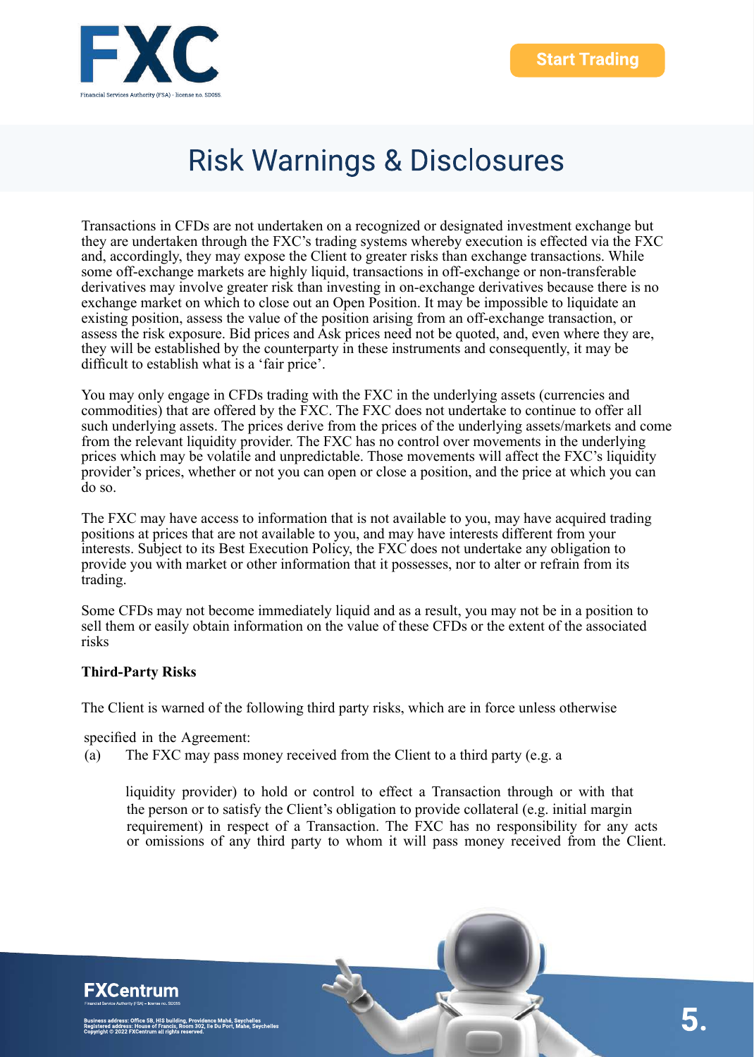# Risk Warnings & Disclosures

Transactions in CFDs are not undertaken on a recognized or designated investment exchange but they are undertaken through the FXC's trading systems whereby execution is effected via the FXC and, accordingly, they may expose the Client to greater risks than exchange transactions. While some off-exchange markets are highly liquid, transactions in off-exchange or non-transferable derivatives may involve greater risk than investing in on-exchange derivatives because there is no exchange market on which to close out an Open Position. It may be impossible to liquidate an existing position, assess the value of the position arising from an off-exchange transaction, or assess the risk exposure. Bid prices and Ask prices need not be quoted, and, even where they are, they will be established by the counterparty in these instruments and consequently, it may be difficult to establish what is a 'fair price'.

You may only engage in CFDs trading with the FXC in the underlying assets (currencies and commodities) that are offered by the FXC. The FXC does not undertake to continue to offer all such underlying assets. The prices derive from the prices of the underlying assets/markets and come from the relevant liquidity provider. The FXC has no control over movements in the underlying prices which may be volatile and unpredictable. Those movements will affect the FXC's liquidity provider's prices, whether or not you can open or close a position, and the price at which you can do so.

The FXC may have access to information that is not available to you, may have acquired trading positions at prices that are not available to you, and may have interests different from your interests. Subject to its Best Execution Policy, the FXC does not undertake any obligation to provide you with market or other information that it possesses, nor to alter or refrain from its trading.

Some CFDs may not become immediately liquid and as a result, you may not be in a position to sell them or easily obtain information on the value of these CFDs or the extent of the associated risks

**Third-Party Risks**

The Client is warned of the following third party risks, which are in force unless otherwise specified in the Agreement:

(a) The FXC may pass money received from the Client to a third party (e.g. a liquidity provider) to hold or control to effect a Transaction through or with that the person or to satisfy the Client's obligation to provide collateral (e.g. initial margin requirement) in respect of a Transaction. The FXC has no responsibility for any acts or omissions of any third party to whom it will pass money received from the Client.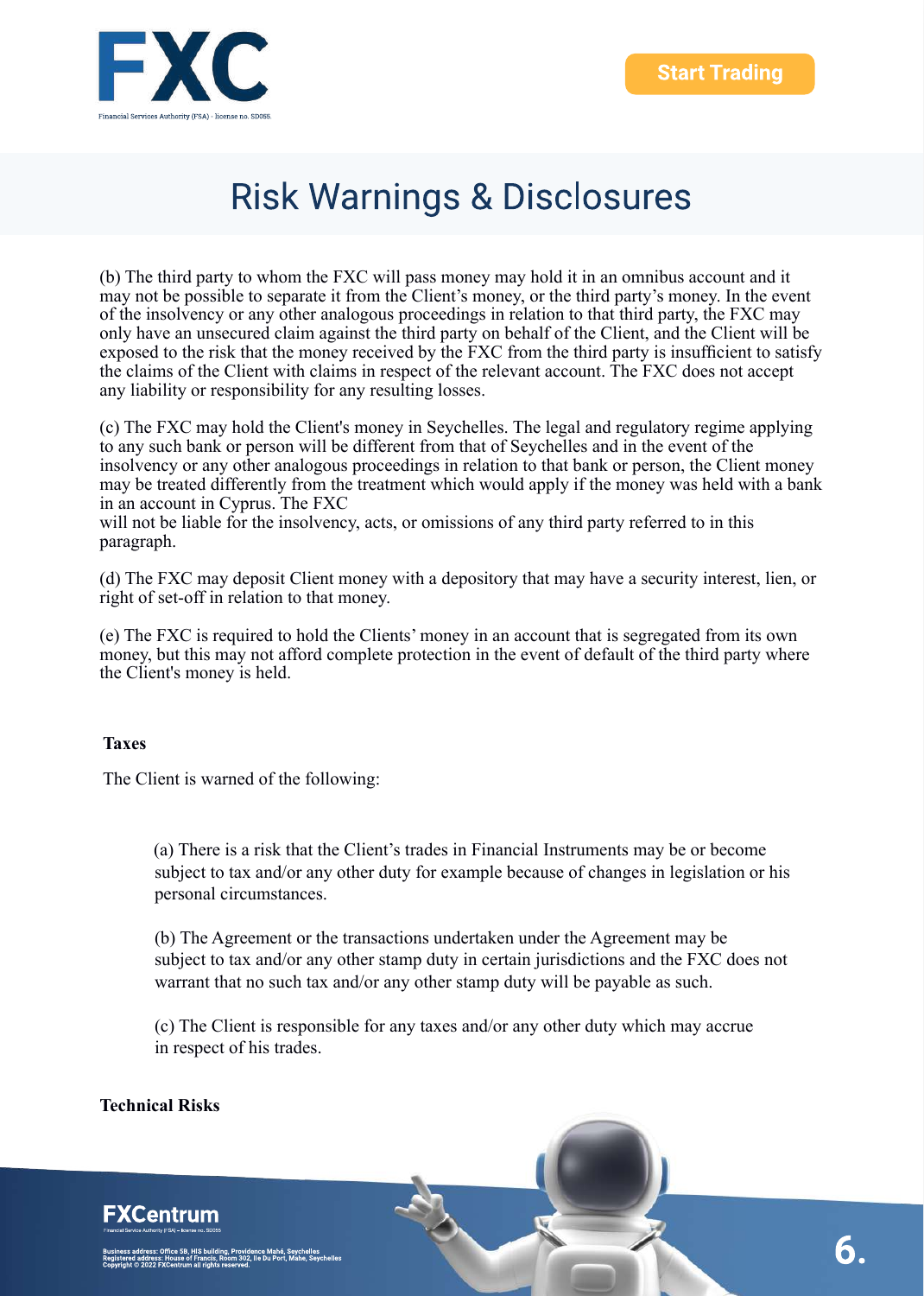# Risk Warnings & Disclosures

(b) The third party to whom the FXC will pass money may hold it in an omnibus account and it may not be possible to separate it from the Client's money, or the third party's money. In the event of the insolvency or any other analogous proceedings in relation to that third party, the FXC may only have an unsecured claim against the third party on behalf of the Client, and the Client will be exposed to the risk that the money received by the FXC from the third party is insufficient to satisfy the claims of the Client with claims in respect of the relevant account. The FXC does not accept any liability or responsibility for any resulting losses.

(c) The FXC may hold the Client's money in Seychelles. The legal and regulatory regime applying to any such bank or person will be different from that of Seychelles and in the event of the insolvency or any other analogous proceedings in relation to that bank or person, the Client money may be treated differently from the treatment which would apply if the money was held with a bank in an account in Cyprus. The FXC
will not be liable for the insolvency, acts, or omissions of any third party referred to in this paragraph.

(d) The FXC may deposit Client money with a depository that may have a security interest, lien, or right of set-off in relation to that money.

(e) The FXC is required to hold the Clients' money in an account that is segregated from its own money, but this may not afford complete protection in the event of default of the third party where the Client's money is held.

**Taxes**

The Client is warned of the following:

(a) There is a risk that the Client's trades in Financial Instruments may be or become subject to tax and/or any other duty for example because of changes in legislation or his personal circumstances.

(b) The Agreement or the transactions undertaken under the Agreement may be subject to tax and/or any other stamp duty in certain jurisdictions and the FXC does not warrant that no such tax and/or any other stamp duty will be payable as such.

(c) The Client is responsible for any taxes and/or any other duty which may accrue in respect of his trades.

**Technical Risks**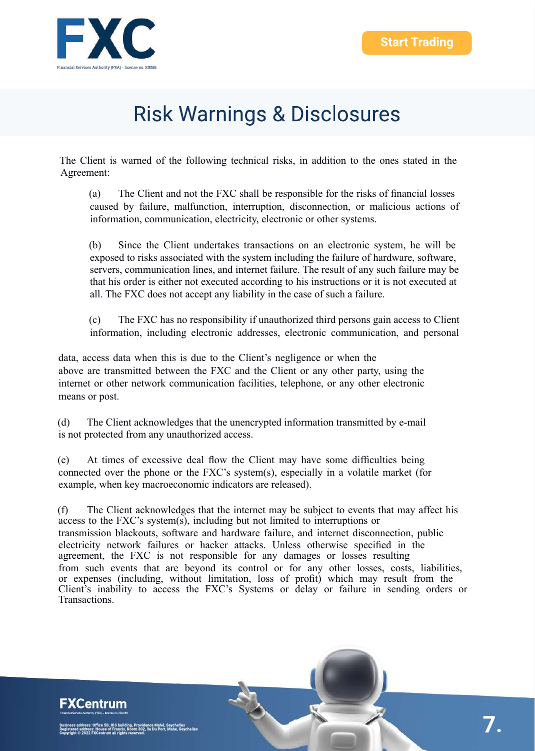# Risk Warnings & Disclosures

The Client is warned of the following technical risks, in addition to the ones stated in the Agreement:

(a) The Client and not the FXC shall be responsible for the risks of financial losses caused by failure, malfunction, interruption, disconnection, or malicious actions of information, communication, electricity, electronic or other systems.

(b) Since the Client undertakes transactions on an electronic system, he will be exposed to risks associated with the system including the failure of hardware, software, servers, communication lines, and internet failure. The result of any such failure may be that his order is either not executed according to his instructions or it is not executed at all. The FXC does not accept any liability in the case of such a failure.

(c) The FXC has no responsibility if unauthorized third persons gain access to Client information, including electronic addresses, electronic communication, and personal data, access data when this is due to the Client's negligence or when the above are transmitted between the FXC and the Client or any other party, using the internet or other network communication facilities, telephone, or any other electronic means or post.

(d) The Client acknowledges that the unencrypted information transmitted by e-mail is not protected from any unauthorized access.

(e) At times of excessive deal flow the Client may have some difficulties being connected over the phone or the FXC's system(s), especially in a volatile market (for example, when key macroeconomic indicators are released).

(f) The Client acknowledges that the internet may be subject to events that may affect his access to the FXC's system(s), including but not limited to interruptions or transmission blackouts, software and hardware failure, and internet disconnection, public electricity network failures or hacker attacks. Unless otherwise specified in the agreement, the FXC is not responsible for any damages or losses resulting from such events that are beyond its control or for any other losses, costs, liabilities, or expenses (including, without limitation, loss of profit) which may result from the Client's inability to access the FXC's Systems or delay or failure in sending orders or Transactions.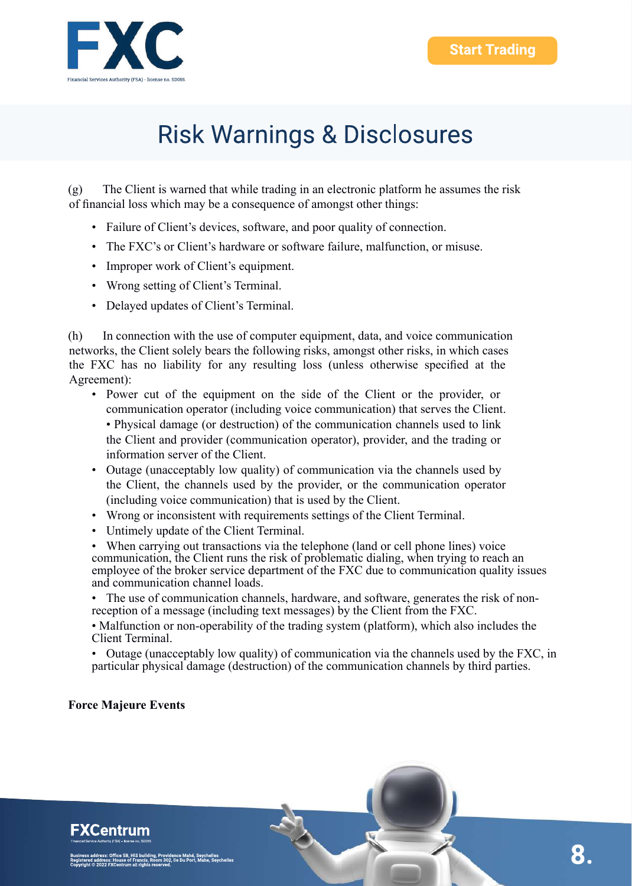# Risk Warnings & Disclosures

(g) The Client is warned that while trading in an electronic platform he assumes the risk of financial loss which may be a consequence of amongst other things:

- Failure of Client's devices, software, and poor quality of connection.
- The FXC's or Client's hardware or software failure, malfunction, or misuse.
- Improper work of Client's equipment.
- Wrong setting of Client's Terminal.
- Delayed updates of Client's Terminal.

(h) In connection with the use of computer equipment, data, and voice communication networks, the Client solely bears the following risks, amongst other risks, in which cases the FXC has no liability for any resulting loss (unless otherwise specified at the Agreement):

- Power cut of the equipment on the side of the Client or the provider, or communication operator (including voice communication) that serves the Client. • Physical damage (or destruction) of the communication channels used to link the Client and provider (communication operator), provider, and the trading or information server of the Client.
- Outage (unacceptably low quality) of communication via the channels used by the Client, the channels used by the provider, or the communication operator (including voice communication) that is used by the Client.
- Wrong or inconsistent with requirements settings of the Client Terminal.
- Untimely update of the Client Terminal.
- When carrying out transactions via the telephone (land or cell phone lines) voice communication, the Client runs the risk of problematic dialing, when trying to reach an employee of the broker service department of the FXC due to communication quality issues and communication channel loads.
- The use of communication channels, hardware, and software, generates the risk of non-reception of a message (including text messages) by the Client from the FXC.
- Malfunction or non-operability of the trading system (platform), which also includes the Client Terminal.
- Outage (unacceptably low quality) of communication via the channels used by the FXC, in particular physical damage (destruction) of the communication channels by third parties.

**Force Majeure Events**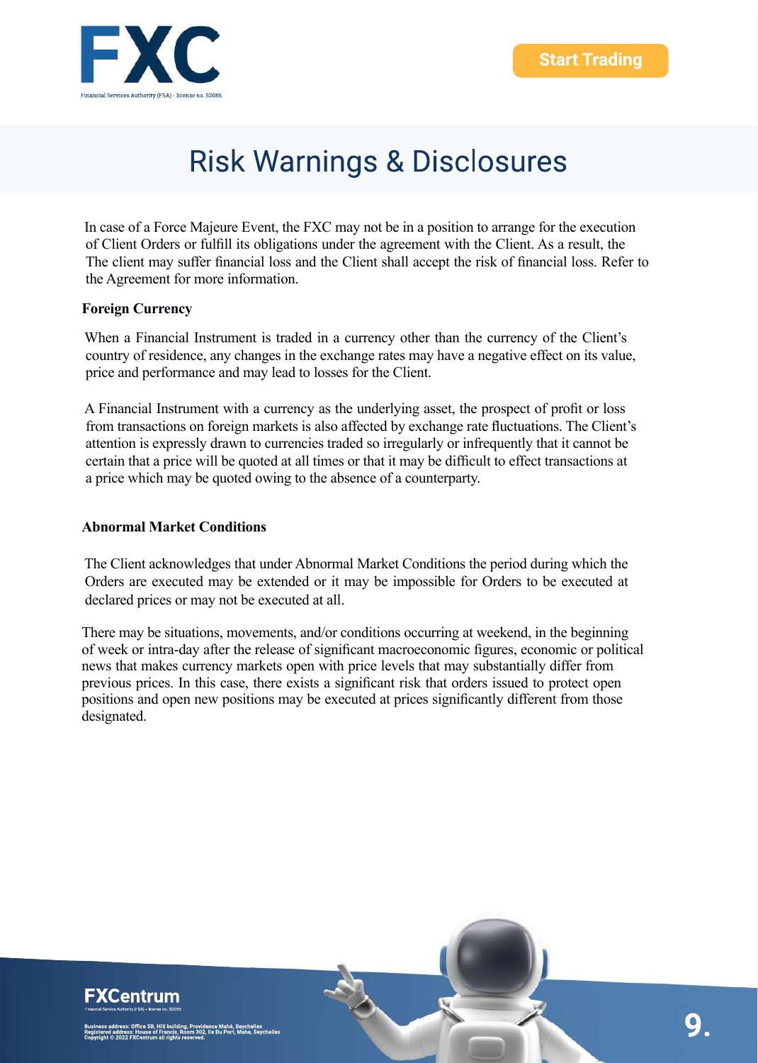# Risk Warnings & Disclosures

In case of a Force Majeure Event, the FXC may not be in a position to arrange for the execution of Client Orders or fulfill its obligations under the agreement with the Client. As a result, the The client may suffer financial loss and the Client shall accept the risk of financial loss. Refer to the Agreement for more information.

**Foreign Currency**

When a Financial Instrument is traded in a currency other than the currency of the Client's country of residence, any changes in the exchange rates may have a negative effect on its value, price and performance and may lead to losses for the Client.

A Financial Instrument with a currency as the underlying asset, the prospect of profit or loss from transactions on foreign markets is also affected by exchange rate fluctuations. The Client's attention is expressly drawn to currencies traded so irregularly or infrequently that it cannot be certain that a price will be quoted at all times or that it may be difficult to effect transactions at a price which may be quoted owing to the absence of a counterparty.

**Abnormal Market Conditions**

The Client acknowledges that under Abnormal Market Conditions the period during which the Orders are executed may be extended or it may be impossible for Orders to be executed at declared prices or may not be executed at all.

There may be situations, movements, and/or conditions occurring at weekend, in the beginning of week or intra-day after the release of significant macroeconomic figures, economic or political news that makes currency markets open with price levels that may substantially differ from previous prices. In this case, there exists a significant risk that orders issued to protect open positions and open new positions may be executed at prices significantly different from those designated.